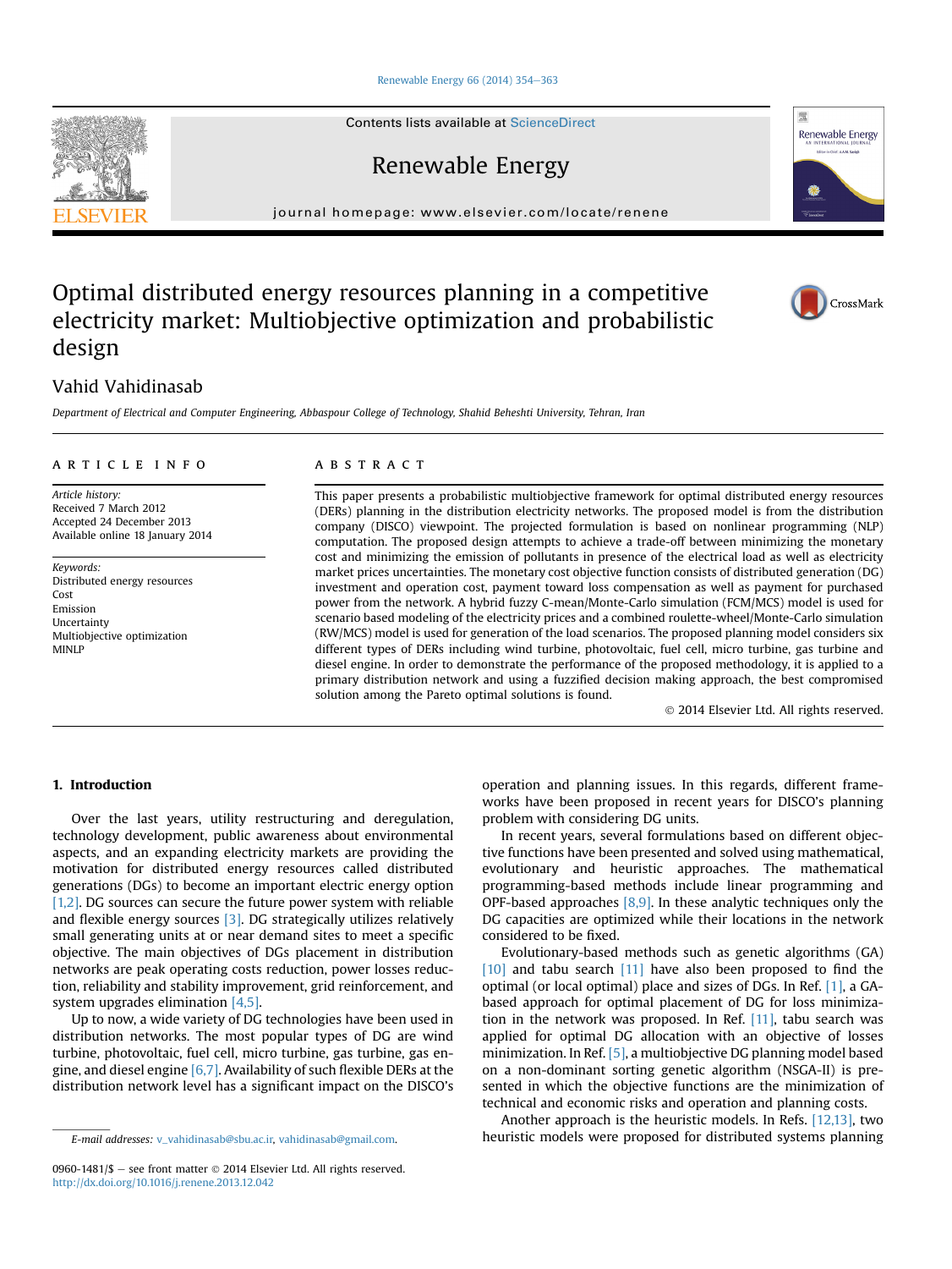# Optimal distributed energy resources planning in a competitive electricity market: Multiobjective optimization and probabilistic design

Vahid Vahidinasab

*Department of Electrical and Computer Engineering, Abbaspour College of Technology, Shahid Beheshti University, Tehran, Iran*

**ARTICLE INFO**

*Article history:*
Received 7 March 2012
Accepted 24 December 2013
Available online 18 January 2014

*Keywords:*
Distributed energy resources
Cost
Emission
Uncertainty
Multiobjective optimization
MINLP

**ABSTRACT**

This paper presents a probabilistic multiobjective framework for optimal distributed energy resources (DERs) planning in the distribution electricity networks. The proposed model is from the distribution company (DISCO) viewpoint. The projected formulation is based on nonlinear programming (NLP) computation. The proposed design attempts to achieve a trade-off between minimizing the monetary cost and minimizing the emission of pollutants in presence of the electrical load as well as electricity market prices uncertainties. The monetary cost objective function consists of distributed generation (DG) investment and operation cost, payment toward loss compensation as well as payment for purchased power from the network. A hybrid fuzzy C-mean/Monte-Carlo simulation (FCM/MCS) model is used for scenario based modeling of the electricity prices and a combined roulette-wheel/Monte-Carlo simulation (RW/MCS) model is used for generation of the load scenarios. The proposed planning model considers six different types of DERs including wind turbine, photovoltaic, fuel cell, micro turbine, gas turbine and diesel engine. In order to demonstrate the performance of the proposed methodology, it is applied to a primary distribution network and using a fuzzified decision making approach, the best compromised solution among the Pareto optimal solutions is found.

© 2014 Elsevier Ltd. All rights reserved.

## 1. Introduction

Over the last years, utility restructuring and deregulation, technology development, public awareness about environmental aspects, and an expanding electricity markets are providing the motivation for distributed energy resources called distributed generations (DGs) to become an important electric energy option [1,2]. DG sources can secure the future power system with reliable and flexible energy sources [3]. DG strategically utilizes relatively small generating units at or near demand sites to meet a specific objective. The main objectives of DGs placement in distribution networks are peak operating costs reduction, power losses reduction, reliability and stability improvement, grid reinforcement, and system upgrades elimination [4,5].

Up to now, a wide variety of DG technologies have been used in distribution networks. The most popular types of DG are wind turbine, photovoltaic, fuel cell, micro turbine, gas turbine, gas engine, and diesel engine [6,7]. Availability of such flexible DERs at the distribution network level has a significant impact on the DISCO's operation and planning issues. In this regards, different frameworks have been proposed in recent years for DISCO's planning problem with considering DG units.

In recent years, several formulations based on different objective functions have been presented and solved using mathematical, evolutionary and heuristic approaches. The mathematical programming-based methods include linear programming and OPF-based approaches [8,9]. In these analytic techniques only the DG capacities are optimized while their locations in the network considered to be fixed.

Evolutionary-based methods such as genetic algorithms (GA) [10] and tabu search [11] have also been proposed to find the optimal (or local optimal) place and sizes of DGs. In Ref. [1], a GA-based approach for optimal placement of DG for loss minimization in the network was proposed. In Ref. [11], tabu search was applied for optimal DG allocation with an objective of losses minimization. In Ref. [5], a multiobjective DG planning model based on a non-dominant sorting genetic algorithm (NSGA-II) is presented in which the objective functions are the minimization of technical and economic risks and operation and planning costs.

Another approach is the heuristic models. In Refs. [12,13], two heuristic models were proposed for distributed systems planning

E-mail addresses: v_vahidinasab@sbu.ac.ir, vahidinasab@gmail.com.

0960-1481/$ – see front matter © 2014 Elsevier Ltd. All rights reserved.
http://dx.doi.org/10.1016/j.renene.2013.12.042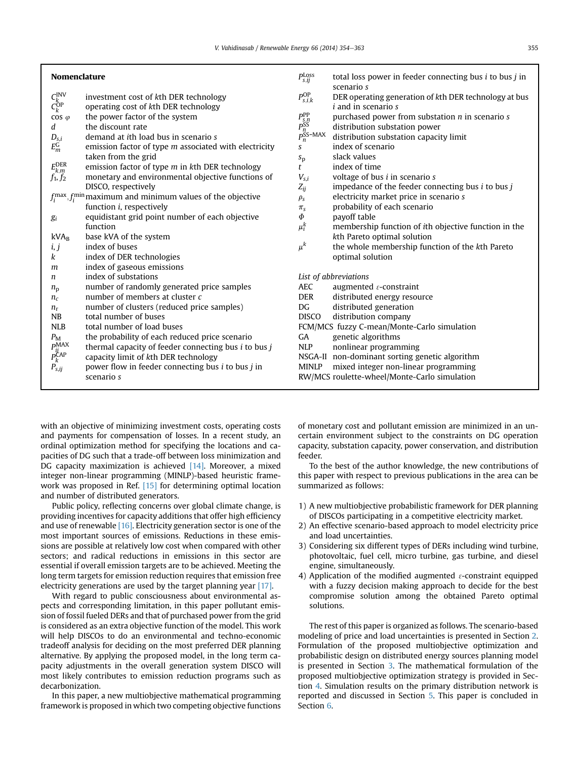## Nomenclature

| | |
|---|---|
| $C_k^{INV}$ | investment cost of *k*th DER technology |
| $C_k^{OP}$ | operating cost of *k*th DER technology |
| $\cos\varphi$ | the power factor of the system |
| $d$ | the discount rate |
| $D_{s,i}$ | demand at *i*th load bus in scenario *s* |
| $E_m^G$ | emission factor of type *m* associated with electricity taken from the grid |
| $E_{k,m}^{DER}$ | emission factor of type *m* in *k*th DER technology |
| $f_1, f_2$ | monetary and environmental objective functions of DISCO, respectively |
| $f_i^{max}, f_i^{min}$ | maximum and minimum values of the objective function *i*, respectively |
| $g_i$ | equidistant grid point number of each objective function |
| $kVA_B$ | base kVA of the system |
| $i, j$ | index of buses |
| $k$ | index of DER technologies |
| $m$ | index of gaseous emissions |
| $n$ | index of substations |
| $n_p$ | number of randomly generated price samples |
| $n_c$ | number of members at cluster *c* |
| $n_r$ | number of clusters (reduced price samples) |
| NB | total number of buses |
| NLB | total number of load buses |
| $P_M$ | the probability of each reduced price scenario |
| $P_{ij}^{MAX}$ | thermal capacity of feeder connecting bus *i* to bus *j* |
| $P_k^{CAP}$ | capacity limit of *k*th DER technology |
| $P_{s,ij}$ | power flow in feeder connecting bus *i* to bus *j* in scenario *s* |
| $P_{s,ij}^{Loss}$ | total loss power in feeder connecting bus *i* to bus *j* in scenario *s* |
| $P_{s,i,k}^{OP}$ | DER operating generation of *k*th DER technology at bus *i* and in scenario *s* |
| $P_{s,n}^{PP}$ | purchased power from substation *n* in scenario *s* |
| $P_n^{SS}$ | distribution substation power |
| $P_n^{SS-MAX}$ | distribution substation capacity limit |
| $s$ | index of scenario |
| $s_p$ | slack values |
| $t$ | index of time |
| $V_{s,i}$ | voltage of bus *i* in scenario *s* |
| $Z_{ij}$ | impedance of the feeder connecting bus *i* to bus *j* |
| $\rho_s$ | electricity market price in scenario *s* |
| $\pi_s$ | probability of each scenario |
| $\Phi$ | payoff table |
| $\mu_i^k$ | membership function of *i*th objective function in the *k*th Pareto optimal solution |
| $\mu^k$ | the whole membership function of the *k*th Pareto optimal solution |

*List of abbreviations*

| | |
|---|---|
| AEC | augmented $\varepsilon$-constraint |
| DER | distributed energy resource |
| DG | distributed generation |
| DISCO | distribution company |
| FCM/MCS | fuzzy C-mean/Monte-Carlo simulation |
| GA | genetic algorithms |
| NLP | nonlinear programming |
| NSGA-II | non-dominant sorting genetic algorithm |
| MINLP | mixed integer non-linear programming |
| RW/MCS | roulette-wheel/Monte-Carlo simulation |

with an objective of minimizing investment costs, operating costs and payments for compensation of losses. In a recent study, an ordinal optimization method for specifying the locations and capacities of DG such that a trade-off between loss minimization and DG capacity maximization is achieved [14]. Moreover, a mixed integer non-linear programming (MINLP)-based heuristic framework was proposed in Ref. [15] for determining optimal location and number of distributed generators.

Public policy, reflecting concerns over global climate change, is providing incentives for capacity additions that offer high efficiency and use of renewable [16]. Electricity generation sector is one of the most important sources of emissions. Reductions in these emissions are possible at relatively low cost when compared with other sectors; and radical reductions in emissions in this sector are essential if overall emission targets are to be achieved. Meeting the long term targets for emission reduction requires that emission free electricity generations are used by the target planning year [17].

With regard to public consciousness about environmental aspects and corresponding limitation, in this paper pollutant emission of fossil fueled DERs and that of purchased power from the grid is considered as an extra objective function of the model. This work will help DISCOs to do an environmental and techno-economic tradeoff analysis for deciding on the most preferred DER planning alternative. By applying the proposed model, in the long term capacity adjustments in the overall generation system DISCO will most likely contributes to emission reduction programs such as decarbonization.

In this paper, a new multiobjective mathematical programming framework is proposed in which two competing objective functions of monetary cost and pollutant emission are minimized in an uncertain environment subject to the constraints on DG operation capacity, substation capacity, power conservation, and distribution feeder.

To the best of the author knowledge, the new contributions of this paper with respect to previous publications in the area can be summarized as follows:

1) A new multiobjective probabilistic framework for DER planning of DISCOs participating in a competitive electricity market.
2) An effective scenario-based approach to model electricity price and load uncertainties.
3) Considering six different types of DERs including wind turbine, photovoltaic, fuel cell, micro turbine, gas turbine, and diesel engine, simultaneously.
4) Application of the modified augmented $\varepsilon$-constraint equipped with a fuzzy decision making approach to decide for the best compromise solution among the obtained Pareto optimal solutions.

The rest of this paper is organized as follows. The scenario-based modeling of price and load uncertainties is presented in Section 2. Formulation of the proposed multiobjective optimization and probabilistic design on distributed energy sources planning model is presented in Section 3. The mathematical formulation of the proposed multiobjective optimization strategy is provided in Section 4. Simulation results on the primary distribution network is reported and discussed in Section 5. This paper is concluded in Section 6.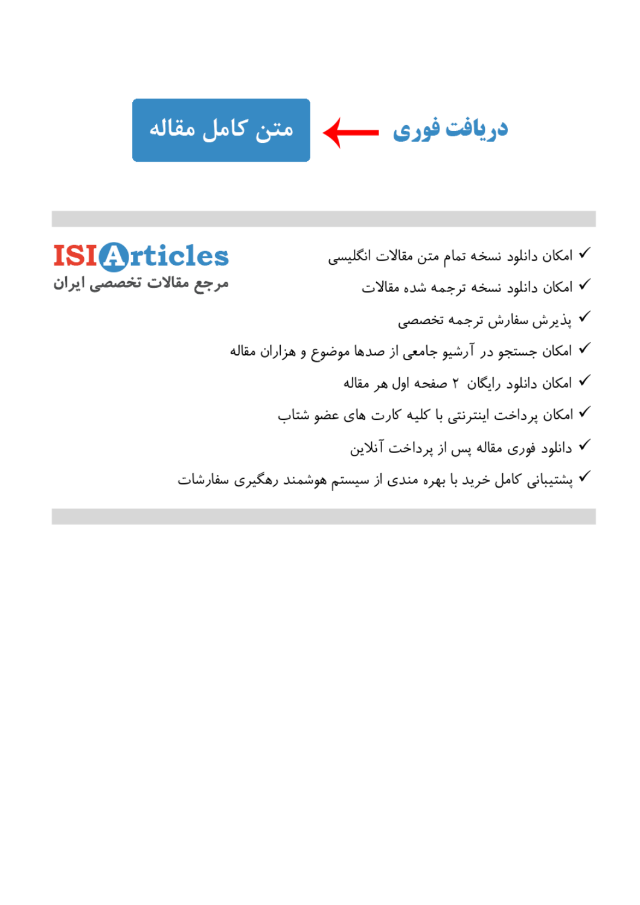**دریافت فوری** ← **متن کامل مقاله**

**ISIArticles**
مرجع مقالات تخصصی ایران

- ✓ امکان دانلود نسخه تمام متن مقالات انگلیسی
- ✓ امکان دانلود نسخه ترجمه شده مقالات
- ✓ پذیرش سفارش ترجمه تخصصی
- ✓ امکان جستجو در آرشیو جامعی از صدها موضوع و هزاران مقاله
- ✓ امکان دانلود رایگان ۲ صفحه اول هر مقاله
- ✓ امکان پرداخت اینترنتی با کلیه کارت های عضو شتاب
- ✓ دانلود فوری مقاله پس از پرداخت آنلاین
- ✓ پشتیبانی کامل خرید با بهره مندی از سیستم هوشمند رهگیری سفارشات